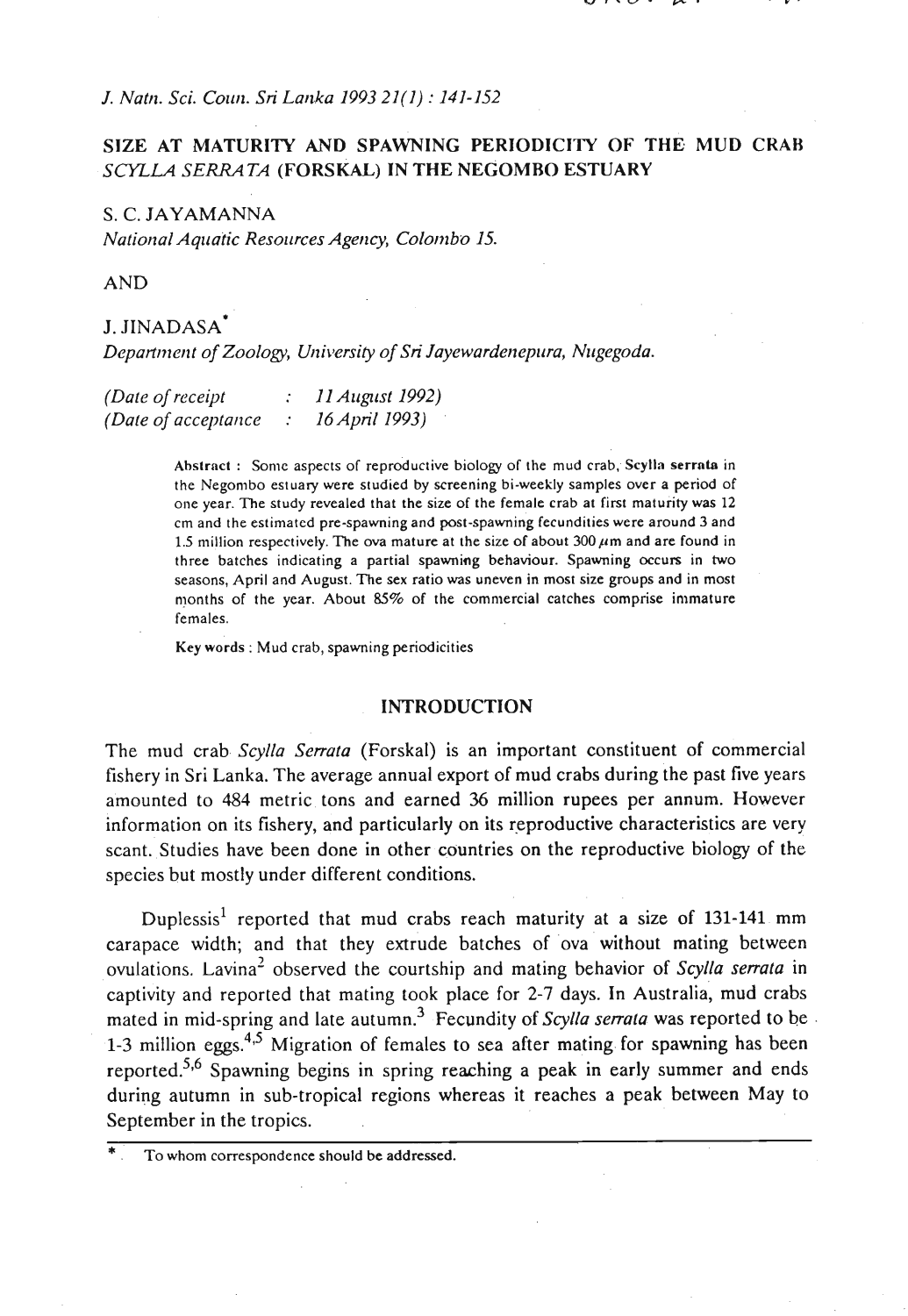# SIZE AT MATURITY AND SPAWNING PERIODICITY OF THE MUD CRAB *SCYLLA SERRATA* (FORSKAL) IN THE NEGOMBO ESTUARY

S. C. JAYAMANNA

*National Aquatic Resources Agency, Colombo 15.*

AND

J. JINADASA*

*Department of Zoology, University of Sri Jayewardenepura, Nugegoda.*

*(Date of receipt : 11 August 1992)*
*(Date of acceptance : 16 April 1993)*

**Abstract :** Some aspects of reproductive biology of the mud crab, **Scylla serrata** in the Negombo estuary were studied by screening bi-weekly samples over a period of one year. The study revealed that the size of the female crab at first maturity was 12 cm and the estimated pre-spawning and post-spawning fecundities were around 3 and 1.5 million respectively. The ova mature at the size of about 300 $\mu$m and are found in three batches indicating a partial spawning behaviour. Spawning occurs in two seasons, April and August. The sex ratio was uneven in most size groups and in most months of the year. About 85% of the commercial catches comprise immature females.

**Key words** : Mud crab, spawning periodicities

## INTRODUCTION

The mud crab *Scylla Serrata* (Forskal) is an important constituent of commercial fishery in Sri Lanka. The average annual export of mud crabs during the past five years amounted to 484 metric tons and earned 36 million rupees per annum. However information on its fishery, and particularly on its reproductive characteristics are very scant. Studies have been done in other countries on the reproductive biology of the species but mostly under different conditions.

Duplessis[1] reported that mud crabs reach maturity at a size of 131-141 mm carapace width; and that they extrude batches of ova without mating between ovulations. Lavina[2] observed the courtship and mating behavior of *Scylla serrata* in captivity and reported that mating took place for 2-7 days. In Australia, mud crabs mated in mid-spring and late autumn.[3] Fecundity of *Scylla serrata* was reported to be 1-3 million eggs.[4,5] Migration of females to sea after mating for spawning has been reported.[5,6] Spawning begins in spring reaching a peak in early summer and ends during autumn in sub-tropical regions whereas it reaches a peak between May to September in the tropics.

\* To whom correspondence should be addressed.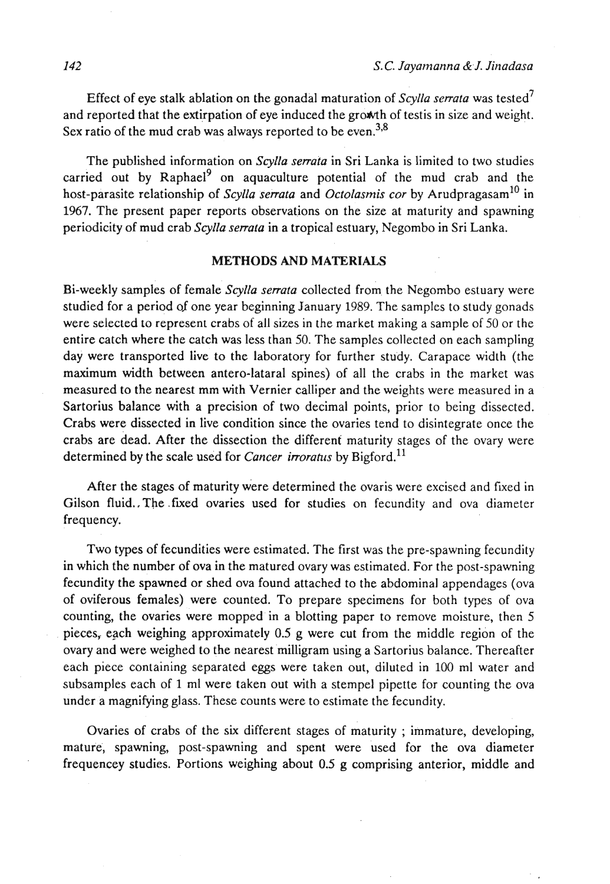Effect of eye stalk ablation on the gonadal maturation of *Scylla serrata* was tested[7] and reported that the extirpation of eye induced the growth of testis in size and weight. Sex ratio of the mud crab was always reported to be even.[3,8]

The published information on *Scylla serrata* in Sri Lanka is limited to two studies carried out by Raphael[9] on aquaculture potential of the mud crab and the host-parasite relationship of *Scylla serrata* and *Octolasmis cor* by Arudpragasam[10] in 1967. The present paper reports observations on the size at maturity and spawning periodicity of mud crab *Scylla serrata* in a tropical estuary, Negombo in Sri Lanka.

## METHODS AND MATERIALS

Bi-weekly samples of female *Scylla serrata* collected from the Negombo estuary were studied for a period of one year beginning January 1989. The samples to study gonads were selected to represent crabs of all sizes in the market making a sample of 50 or the entire catch where the catch was less than 50. The samples collected on each sampling day were transported live to the laboratory for further study. Carapace width (the maximum width between antero-lataral spines) of all the crabs in the market was measured to the nearest mm with Vernier calliper and the weights were measured in a Sartorius balance with a precision of two decimal points, prior to being dissected. Crabs were dissected in live condition since the ovaries tend to disintegrate once the crabs are dead. After the dissection the different maturity stages of the ovary were determined by the scale used for *Cancer irroratus* by Bigford.[11]

After the stages of maturity were determined the ovaris were excised and fixed in Gilson fluid. The fixed ovaries used for studies on fecundity and ova diameter frequency.

Two types of fecundities were estimated. The first was the pre-spawning fecundity in which the number of ova in the matured ovary was estimated. For the post-spawning fecundity the spawned or shed ova found attached to the abdominal appendages (ova of oviferous females) were counted. To prepare specimens for both types of ova counting, the ovaries were mopped in a blotting paper to remove moisture, then 5 pieces, each weighing approximately 0.5 g were cut from the middle region of the ovary and were weighed to the nearest milligram using a Sartorius balance. Thereafter each piece containing separated eggs were taken out, diluted in 100 ml water and subsamples each of 1 ml were taken out with a stempel pipette for counting the ova under a magnifying glass. These counts were to estimate the fecundity.

Ovaries of crabs of the six different stages of maturity ; immature, developing, mature, spawning, post-spawning and spent were used for the ova diameter frequencey studies. Portions weighing about 0.5 g comprising anterior, middle and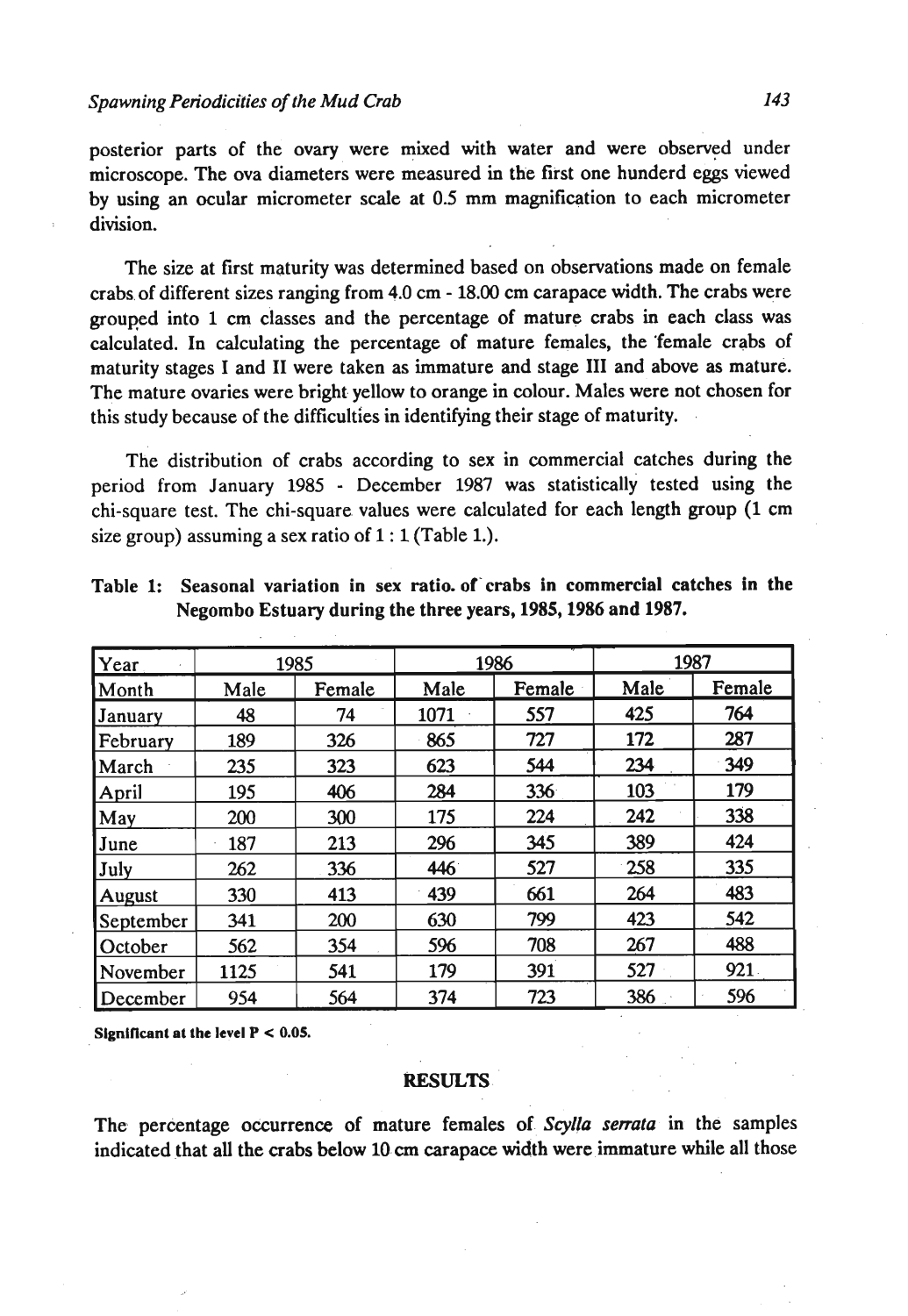posterior parts of the ovary were mixed with water and were observed under microscope. The ova diameters were measured in the first one hunderd eggs viewed by using an ocular micrometer scale at 0.5 mm magnification to each micrometer division.

The size at first maturity was determined based on observations made on female crabs of different sizes ranging from 4.0 cm - 18.00 cm carapace width. The crabs were grouped into 1 cm classes and the percentage of mature crabs in each class was calculated. In calculating the percentage of mature females, the female crabs of maturity stages I and II were taken as immature and stage III and above as mature. The mature ovaries were bright yellow to orange in colour. Males were not chosen for this study because of the difficulties in identifying their stage of maturity.

The distribution of crabs according to sex in commercial catches during the period from January 1985 - December 1987 was statistically tested using the chi-square test. The chi-square values were calculated for each length group (1 cm size group) assuming a sex ratio of 1 : 1 (Table 1.).

**Table 1: Seasonal variation in sex ratio. of crabs in commercial catches in the Negombo Estuary during the three years, 1985, 1986 and 1987.**

| Year | 1985 | | 1986 | | 1987 | |
|---|---|---|---|---|---|---|
| Month | Male | Female | Male | Female | Male | Female |
| January | 48 | 74 | 1071 | 557 | 425 | 764 |
| February | 189 | 326 | 865 | 727 | 172 | 287 |
| March | 235 | 323 | 623 | 544 | 234 | 349 |
| April | 195 | 406 | 284 | 336 | 103 | 179 |
| May | 200 | 300 | 175 | 224 | 242 | 338 |
| June | 187 | 213 | 296 | 345 | 389 | 424 |
| July | 262 | 336 | 446 | 527 | 258 | 335 |
| August | 330 | 413 | 439 | 661 | 264 | 483 |
| September | 341 | 200 | 630 | 799 | 423 | 542 |
| October | 562 | 354 | 596 | 708 | 267 | 488 |
| November | 1125 | 541 | 179 | 391 | 527 | 921 |
| December | 954 | 564 | 374 | 723 | 386 | 596 |

**Significant at the level $P < 0.05$.**

## RESULTS

The percentage occurrence of mature females of *Scylla serrata* in the samples indicated that all the crabs below 10 cm carapace width were immature while all those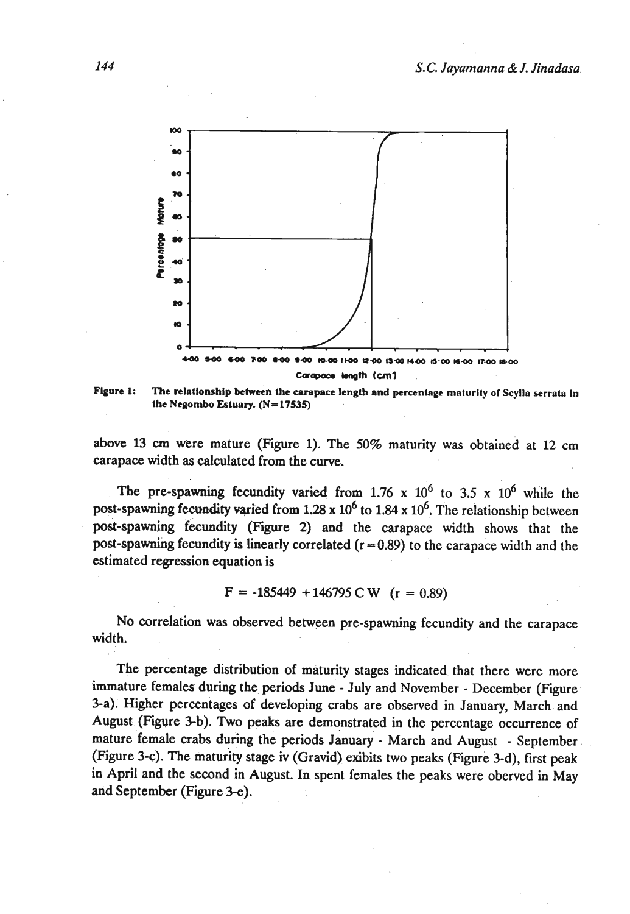Figure 1: The relationship between the carapace length and percentage maturity of Scylla serrata in the Negombo Estuary. (N=17535)

above 13 cm were mature (Figure 1). The 50% maturity was obtained at 12 cm carapace width as calculated from the curve.

The pre-spawning fecundity varied from $1.76 \times 10^6$ to $3.5 \times 10^6$ while the post-spawning fecundity varied from $1.28 \times 10^6$ to $1.84 \times 10^6$. The relationship between post-spawning fecundity (Figure 2) and the carapace width shows that the post-spawning fecundity is linearly correlated ($r = 0.89$) to the carapace width and the estimated regression equation is

$$F = -185449 + 146795\, CW \quad (r = 0.89)$$

No correlation was observed between pre-spawning fecundity and the carapace width.

The percentage distribution of maturity stages indicated that there were more immature females during the periods June - July and November - December (Figure 3-a). Higher percentages of developing crabs are observed in January, March and August (Figure 3-b). Two peaks are demonstrated in the percentage occurrence of mature female crabs during the periods January - March and August - September (Figure 3-c). The maturity stage iv (Gravid) exibits two peaks (Figure 3-d), first peak in April and the second in August. In spent females the peaks were oberved in May and September (Figure 3-e).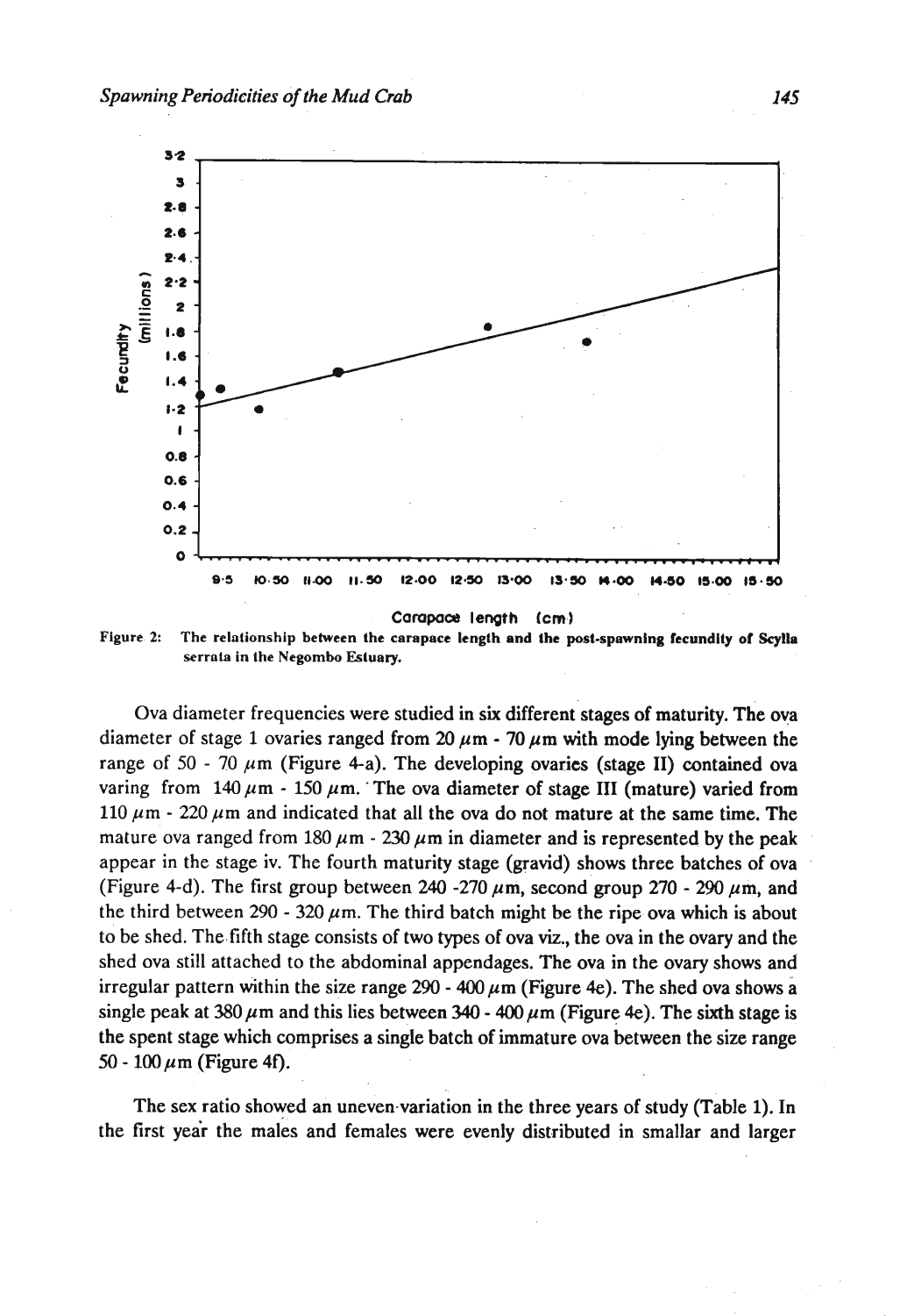Figure 2: The relationship between the carapace length and the post-spawning fecundity of Scylla serrata in the Negombo Estuary.

Ova diameter frequencies were studied in six different stages of maturity. The ova diameter of stage 1 ovaries ranged from 20 $\mu$m - 70 $\mu$m with mode lying between the range of 50 - 70 $\mu$m (Figure 4-a). The developing ovaries (stage II) contained ova varing from 140 $\mu$m - 150 $\mu$m. The ova diameter of stage III (mature) varied from 110 $\mu$m - 220 $\mu$m and indicated that all the ova do not mature at the same time. The mature ova ranged from 180 $\mu$m - 230 $\mu$m in diameter and is represented by the peak appear in the stage iv. The fourth maturity stage (gravid) shows three batches of ova (Figure 4-d). The first group between 240 -270 $\mu$m, second group 270 - 290 $\mu$m, and the third between 290 - 320 $\mu$m. The third batch might be the ripe ova which is about to be shed. The fifth stage consists of two types of ova viz., the ova in the ovary and the shed ova still attached to the abdominal appendages. The ova in the ovary shows and irregular pattern within the size range 290 - 400 $\mu$m (Figure 4e). The shed ova shows a single peak at 380 $\mu$m and this lies between 340 - 400 $\mu$m (Figure 4e). The sixth stage is the spent stage which comprises a single batch of immature ova between the size range 50 - 100 $\mu$m (Figure 4f).

The sex ratio showed an uneven variation in the three years of study (Table 1). In the first year the males and females were evenly distributed in smallar and larger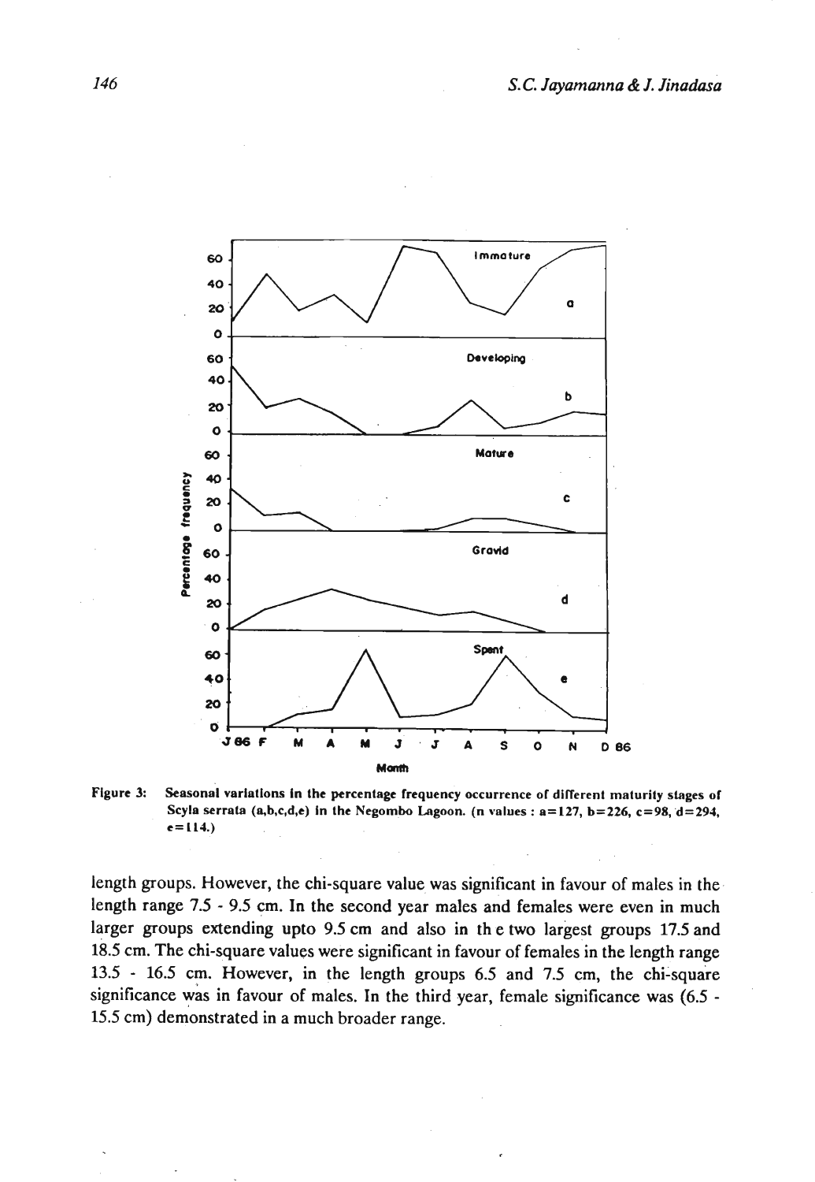Figure 3: Seasonal variations in the percentage frequency occurrence of different maturity stages of Scyla serrata (a,b,c,d,e) in the Negombo Lagoon. (n values : a=127, b=226, c=98, d=294, e=114.)

length groups. However, the chi-square value was significant in favour of males in the length range 7.5 - 9.5 cm. In the second year males and females were even in much larger groups extending upto 9.5 cm and also in th e two largest groups 17.5 and 18.5 cm. The chi-square values were significant in favour of females in the length range 13.5 - 16.5 cm. However, in the length groups 6.5 and 7.5 cm, the chi-square significance was in favour of males. In the third year, female significance was (6.5 - 15.5 cm) demonstrated in a much broader range.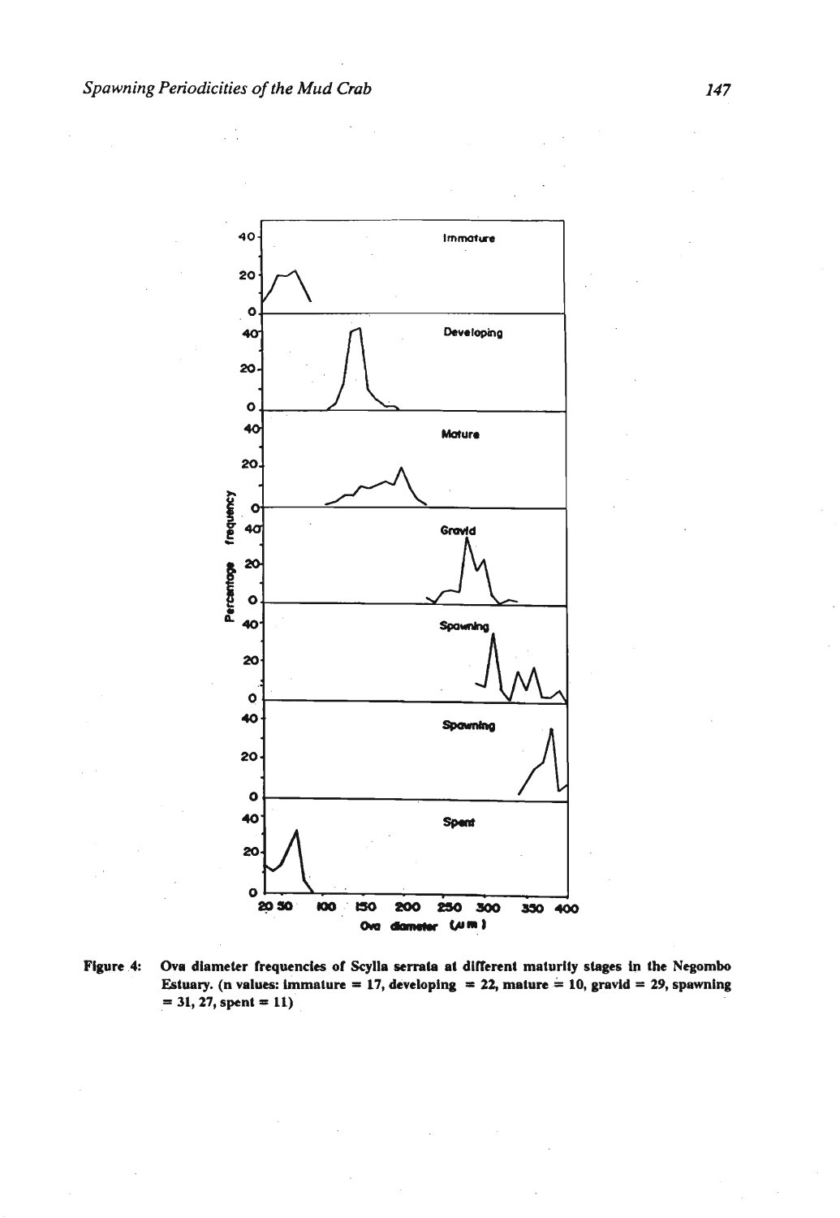Figure 4: Ova diameter frequencies of Scylla serrata at different maturity stages in the Negombo Estuary. (n values: immature = 17, developing = 22, mature = 10, gravid = 29, spawning = 31, 27, spent = 11)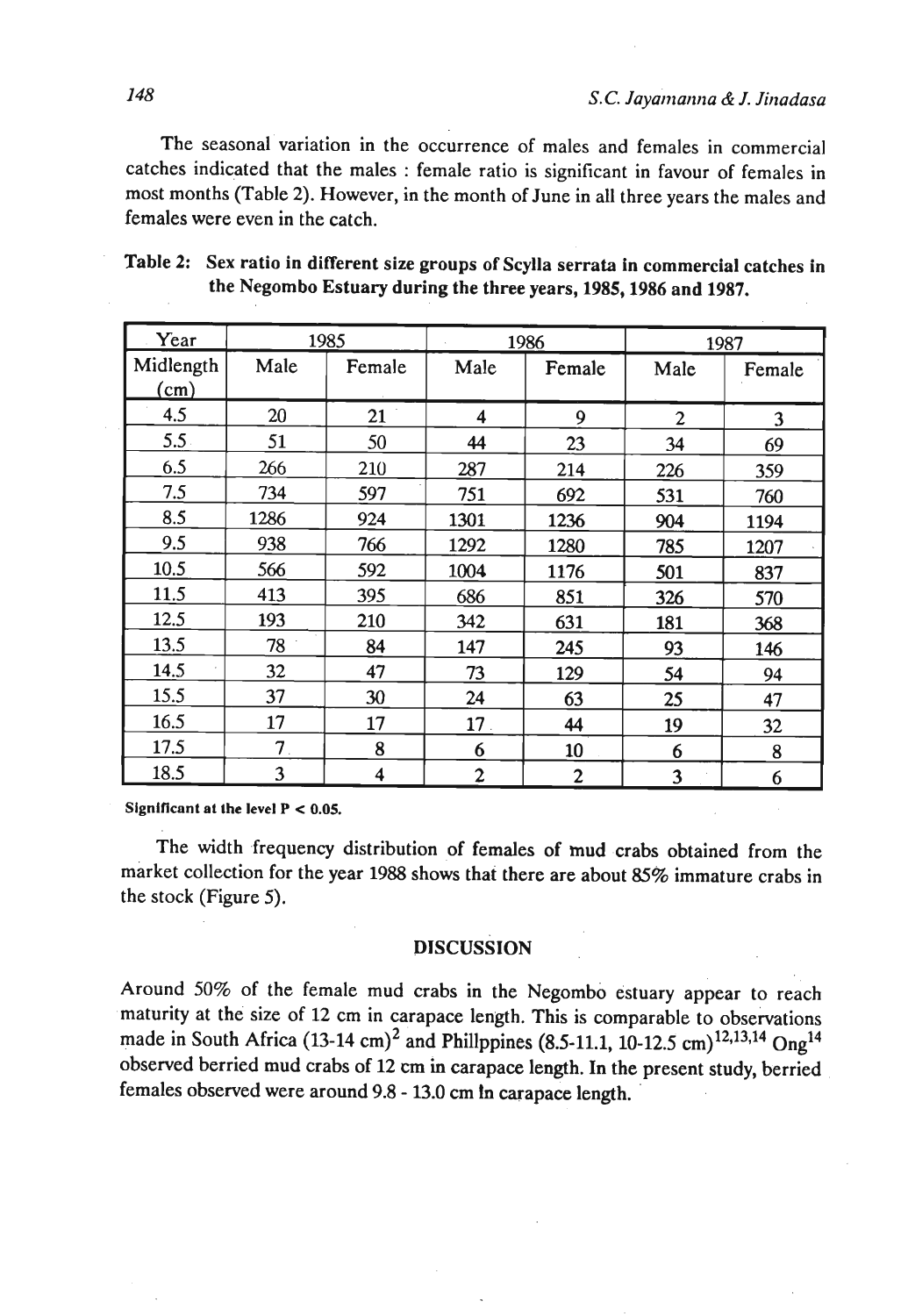The seasonal variation in the occurrence of males and females in commercial catches indicated that the males : female ratio is significant in favour of females in most months (Table 2). However, in the month of June in all three years the males and females were even in the catch.

**Table 2: Sex ratio in different size groups of Scylla serrata in commercial catches in the Negombo Estuary during the three years, 1985, 1986 and 1987.**

| Year | 1985 | | 1986 | | 1987 | |
|---|---|---|---|---|---|---|
| Midlength (cm) | Male | Female | Male | Female | Male | Female |
| 4.5 | 20 | 21 | 4 | 9 | 2 | 3 |
| 5.5 | 51 | 50 | 44 | 23 | 34 | 69 |
| 6.5 | 266 | 210 | 287 | 214 | 226 | 359 |
| 7.5 | 734 | 597 | 751 | 692 | 531 | 760 |
| 8.5 | 1286 | 924 | 1301 | 1236 | 904 | 1194 |
| 9.5 | 938 | 766 | 1292 | 1280 | 785 | 1207 |
| 10.5 | 566 | 592 | 1004 | 1176 | 501 | 837 |
| 11.5 | 413 | 395 | 686 | 851 | 326 | 570 |
| 12.5 | 193 | 210 | 342 | 631 | 181 | 368 |
| 13.5 | 78 | 84 | 147 | 245 | 93 | 146 |
| 14.5 | 32 | 47 | 73 | 129 | 54 | 94 |
| 15.5 | 37 | 30 | 24 | 63 | 25 | 47 |
| 16.5 | 17 | 17 | 17 | 44 | 19 | 32 |
| 17.5 | 7 | 8 | 6 | 10 | 6 | 8 |
| 18.5 | 3 | 4 | 2 | 2 | 3 | 6 |

**Significant at the level $P < 0.05$.**

The width frequency distribution of females of mud crabs obtained from the market collection for the year 1988 shows that there are about 85% immature crabs in the stock (Figure 5).

## DISCUSSION

Around 50% of the female mud crabs in the Negombo estuary appear to reach maturity at the size of 12 cm in carapace length. This is comparable to observations made in South Africa (13-14 cm)[2] and Phillppines (8.5-11.1, 10-12.5 cm)[12,13,14] Ong[14] observed berried mud crabs of 12 cm in carapace length. In the present study, berried females observed were around 9.8 - 13.0 cm in carapace length.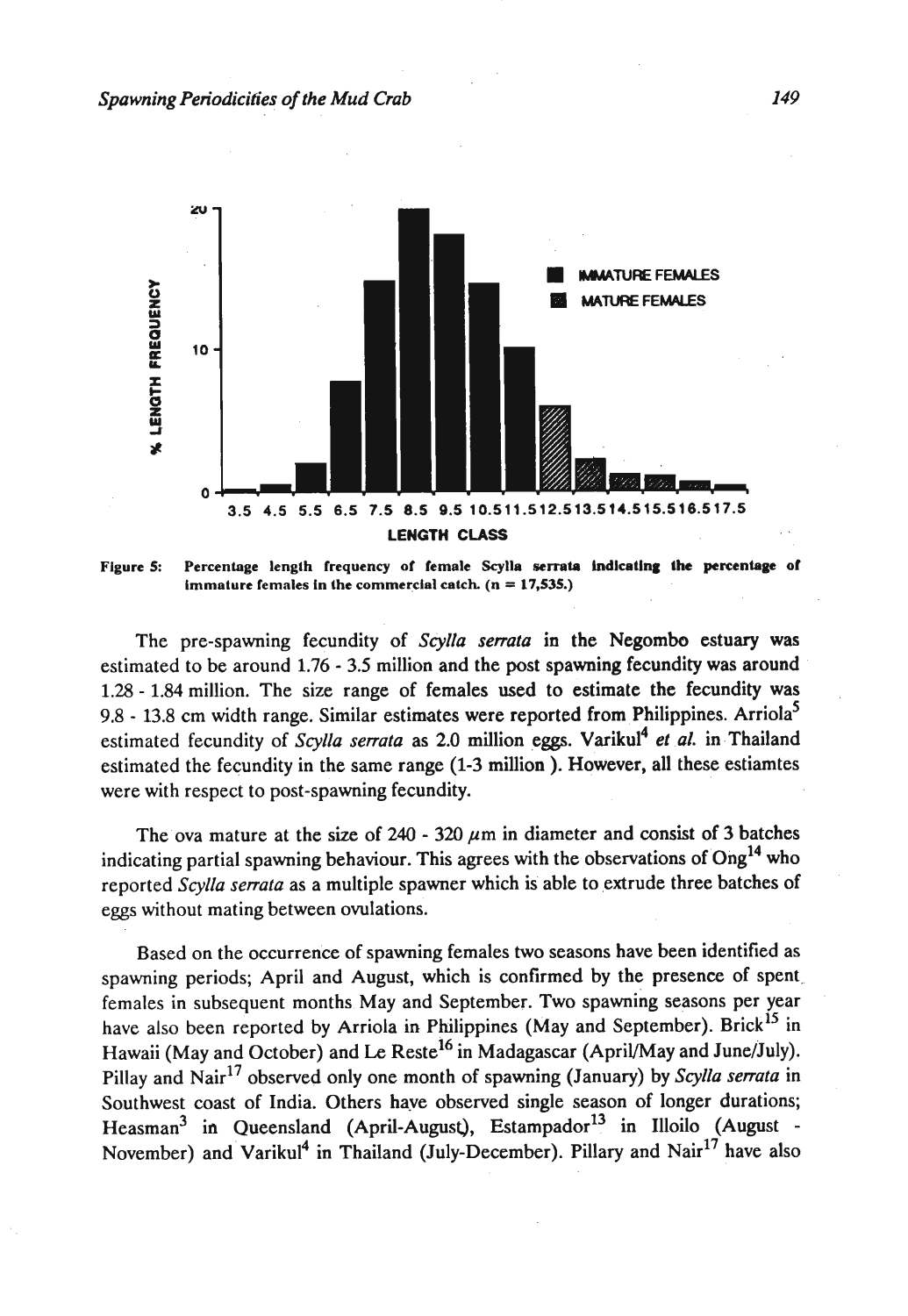Figure 5: Percentage length frequency of female Scylla serrata indicating the percentage of immature females in the commercial catch. (n = 17,535.)

The pre-spawning fecundity of *Scylla serrata* in the Negombo estuary was estimated to be around 1.76 - 3.5 million and the post spawning fecundity was around 1.28 - 1.84 million. The size range of females used to estimate the fecundity was 9.8 - 13.8 cm width range. Similar estimates were reported from Philippines. Arriola[5] estimated fecundity of *Scylla serrata* as 2.0 million eggs. Varikul[4] *et al.* in Thailand estimated the fecundity in the same range (1-3 million ). However, all these estiamtes were with respect to post-spawning fecundity.

The ova mature at the size of 240 - 320 $\mu$m in diameter and consist of 3 batches indicating partial spawning behaviour. This agrees with the observations of Ong[14] who reported *Scylla serrata* as a multiple spawner which is able to extrude three batches of eggs without mating between ovulations.

Based on the occurrence of spawning females two seasons have been identified as spawning periods; April and August, which is confirmed by the presence of spent females in subsequent months May and September. Two spawning seasons per year have also been reported by Arriola in Philippines (May and September). Brick[15] in Hawaii (May and October) and Le Reste[16] in Madagascar (April/May and June/July). Pillay and Nair[17] observed only one month of spawning (January) by *Scylla serrata* in Southwest coast of India. Others have observed single season of longer durations; Heasman[3] in Queensland (April-August), Estampador[13] in Illoilo (August - November) and Varikul[4] in Thailand (July-December). Pillary and Nair[17] have also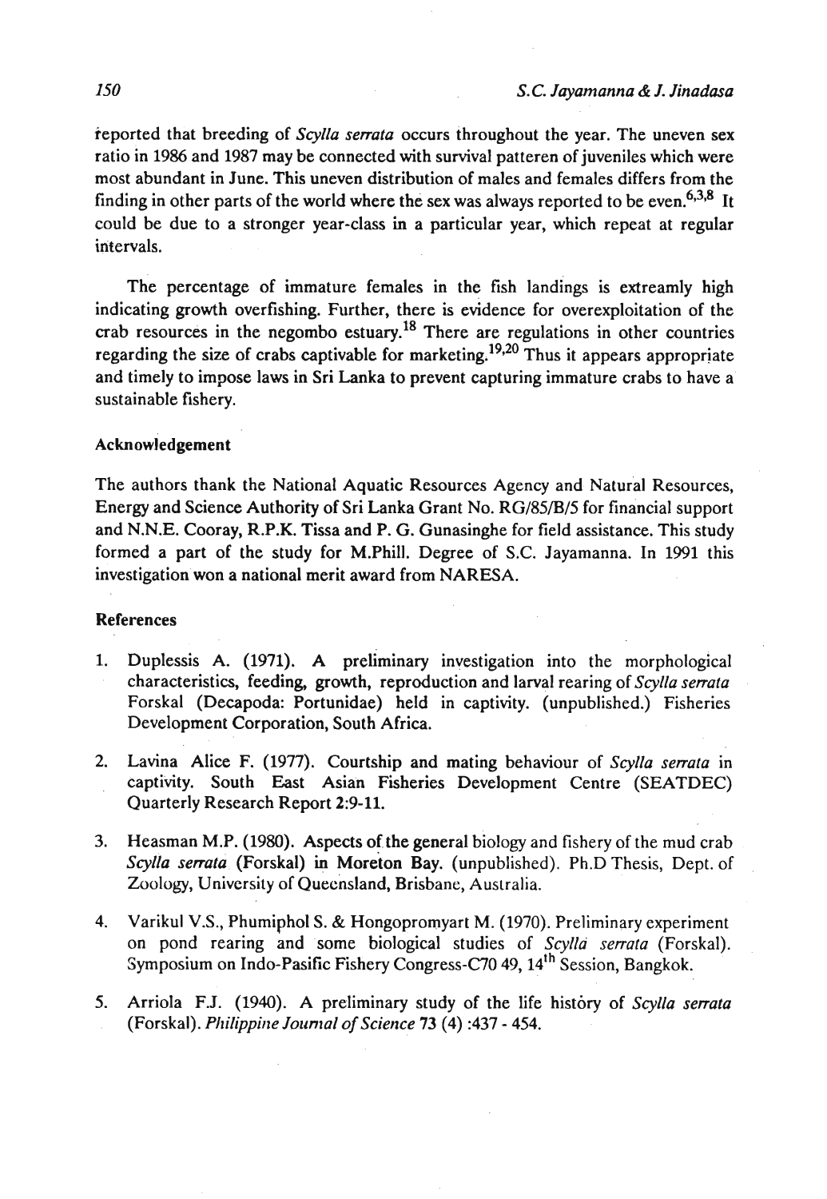reported that breeding of *Scylla serrata* occurs throughout the year. The uneven sex ratio in 1986 and 1987 may be connected with survival patteren of juveniles which were most abundant in June. This uneven distribution of males and females differs from the finding in other parts of the world where the sex was always reported to be even.[6,3,8] It could be due to a stronger year-class in a particular year, which repeat at regular intervals.

The percentage of immature females in the fish landings is extreamly high indicating growth overfishing. Further, there is evidence for overexploitation of the crab resources in the negombo estuary.[18] There are regulations in other countries regarding the size of crabs captivable for marketing.[19,20] Thus it appears appropriate and timely to impose laws in Sri Lanka to prevent capturing immature crabs to have a sustainable fishery.

### Acknowledgement

The authors thank the National Aquatic Resources Agency and Natural Resources, Energy and Science Authority of Sri Lanka Grant No. RG/85/B/5 for financial support and N.N.E. Cooray, R.P.K. Tissa and P. G. Gunasinghe for field assistance. This study formed a part of the study for M.Phill. Degree of S.C. Jayamanna. In 1991 this investigation won a national merit award from NARESA.

### References

1. Duplessis A. (1971). A preliminary investigation into the morphological characteristics, feeding, growth, reproduction and larval rearing of *Scylla serrata* Forskal (Decapoda: Portunidae) held in captivity. (unpublished.) Fisheries Development Corporation, South Africa.

2. Lavina Alice F. (1977). Courtship and mating behaviour of *Scylla serrata* in captivity. South East Asian Fisheries Development Centre (SEATDEC) Quarterly Research Report 2:9-11.

3. Heasman M.P. (1980). Aspects of the general biology and fishery of the mud crab *Scylla serrata* (Forskal) in Moreton Bay. (unpublished). Ph.D Thesis, Dept. of Zoology, University of Queensland, Brisbane, Australia.

4. Varikul V.S., Phumiphol S. & Hongopromyart M. (1970). Preliminary experiment on pond rearing and some biological studies of *Scylla serrata* (Forskal). Symposium on Indo-Pasific Fishery Congress-C70 49, 14th Session, Bangkok.

5. Arriola F.J. (1940). A preliminary study of the life history of *Scylla serrata* (Forskal). *Philippine Journal of Science* 73 (4) :437 - 454.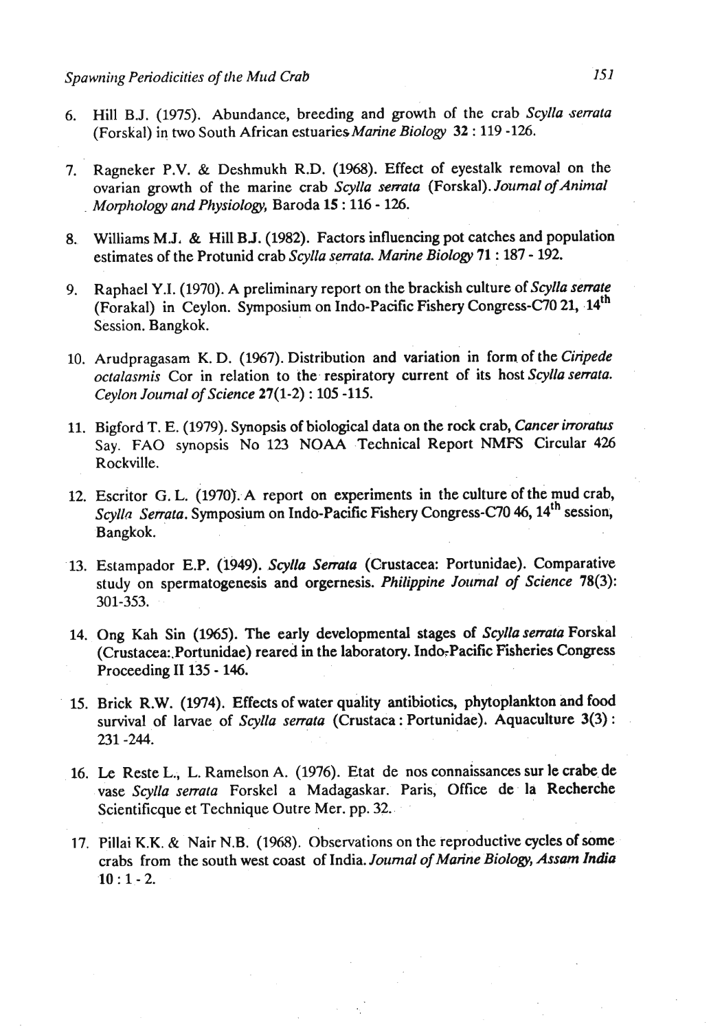6. Hill B.J. (1975). Abundance, breeding and growth of the crab *Scylla serrata* (Forskal) in two South African estuaries *Marine Biology* **32** : 119 -126.

7. Ragneker P.V. & Deshmukh R.D. (1968). Effect of eyestalk removal on the ovarian growth of the marine crab *Scylla serrata* (Forskal). *Journal of Animal Morphology and Physiology*, Baroda **15** : 116 - 126.

8. Williams M.J. & Hill B.J. (1982). Factors influencing pot catches and population estimates of the Protunid crab *Scylla serrata. Marine Biology* **71** : 187 - 192.

9. Raphael Y.I. (1970). A preliminary report on the brackish culture of *Scylla serrate* (Forakal) in Ceylon. Symposium on Indo-Pacific Fishery Congress-C70 21, 14th Session. Bangkok.

10. Arudpragasam K. D. (1967). Distribution and variation in form of the *Ciripede octalasmis* Cor in relation to the respiratory current of its host *Scylla serrata. Ceylon Journal of Science* **27**(1-2) : 105 -115.

11. Bigford T. E. (1979). Synopsis of biological data on the rock crab, *Cancer irroratus* Say. FAO synopsis No 123 NOAA Technical Report NMFS Circular 426 Rockville.

12. Escritor G. L. (1970). A report on experiments in the culture of the mud crab, *Scylla Serrata*. Symposium on Indo-Pacific Fishery Congress-C70 46, 14th session, Bangkok.

13. Estampador E.P. (1949). *Scylla Serrata* (Crustacea: Portunidae). Comparative study on spermatogenesis and orgernesis. *Philippine Journal of Science* **78**(3): 301-353.

14. Ong Kah Sin (1965). The early developmental stages of *Scylla serrata* Forskal (Crustacea: Portunidae) reared in the laboratory. Indo-Pacific Fisheries Congress Proceeding II 135 - 146.

15. Brick R.W. (1974). Effects of water quality antibiotics, phytoplankton and food survival of larvae of *Scylla serrata* (Crustaca : Portunidae). Aquaculture **3**(3) : 231 -244.

16. Le Reste L., L. Ramelson A. (1976). Etat de nos connaissances sur le crabe de vase *Scylla serrata* Forskel a Madagaskar. Paris, Office de la Recherche Scientificque et Technique Outre Mer. pp. 32.

17. Pillai K.K. & Nair N.B. (1968). Observations on the reproductive cycles of some crabs from the south west coast of India. *Journal of Marine Biology, Assam India* **10** : 1 - 2.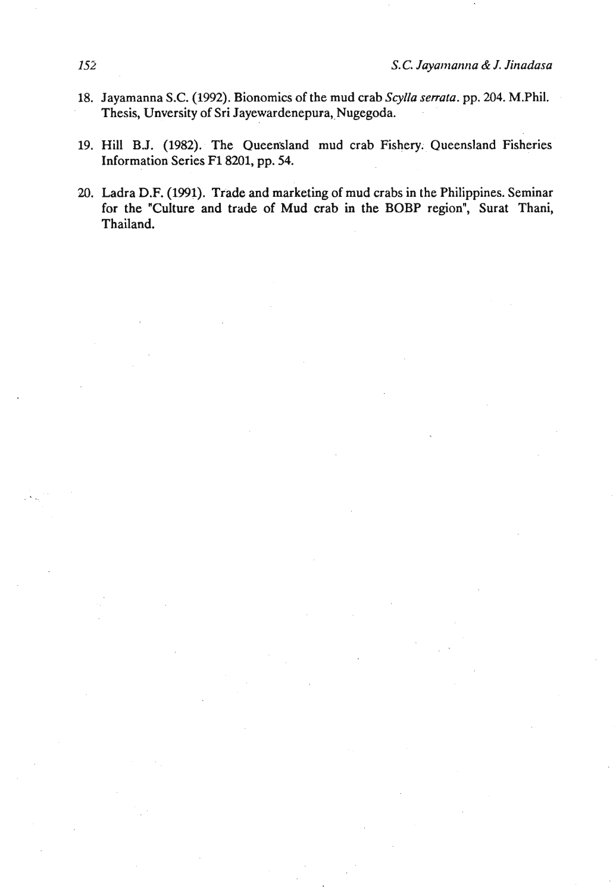18. Jayamanna S.C. (1992). Bionomics of the mud crab *Scylla serrata*. pp. 204. M.Phil. Thesis, Unversity of Sri Jayewardenepura, Nugegoda.

19. Hill B.J. (1982). The Queensland mud crab Fishery. Queensland Fisheries Information Series F1 8201, pp. 54.

20. Ladra D.F. (1991). Trade and marketing of mud crabs in the Philippines. Seminar for the "Culture and trade of Mud crab in the BOBP region", Surat Thani, Thailand.